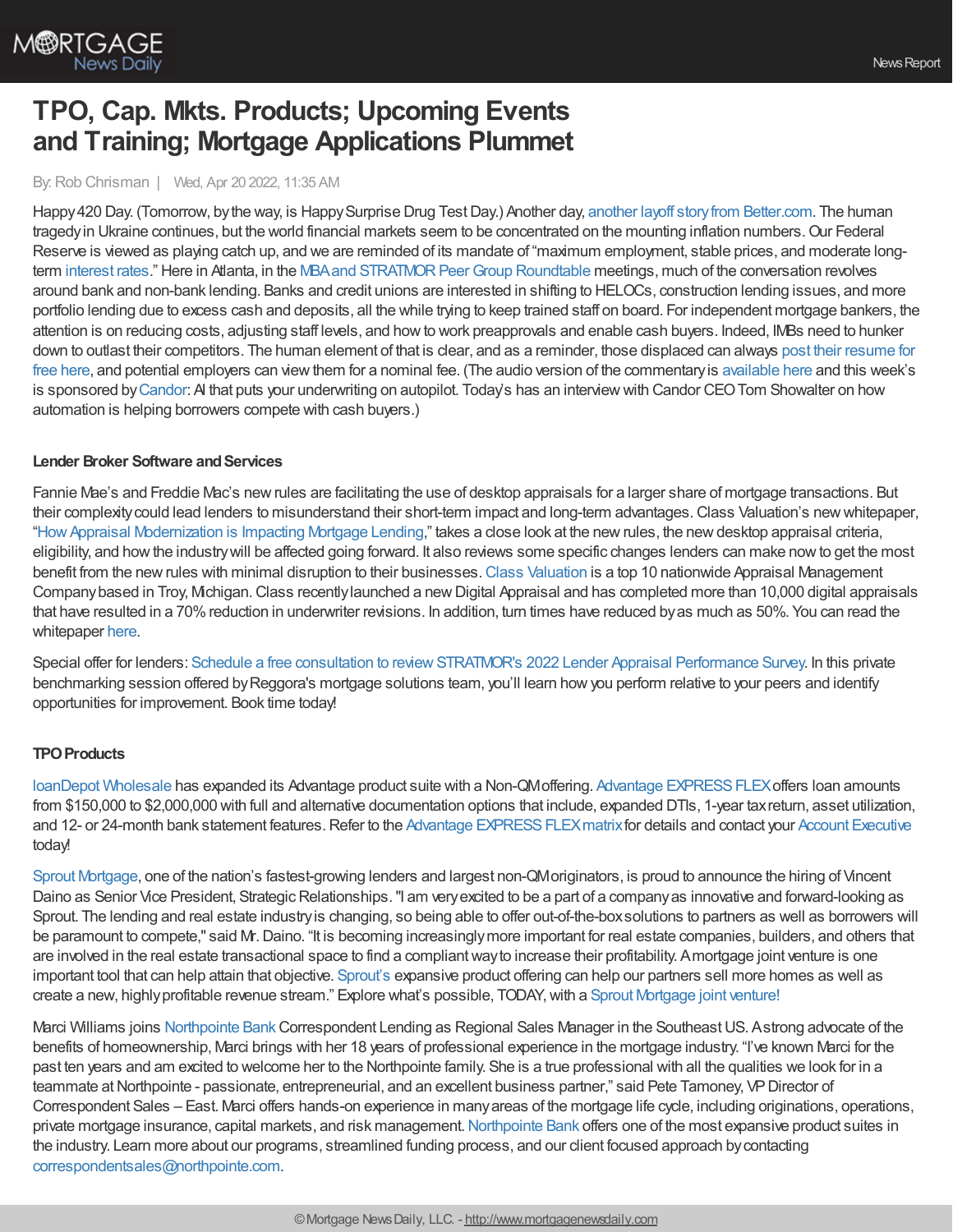# TPO, Cap. Mkts. Products; Upcoming Events and Training; Mortgage Applications Plummet

By: Rob Chrisman | Wed, Apr 20 2022, 11:35 AM

Happy 420 Day. (Tomorrow, by the way, is Happy Surprise Drug Test Day.) Another day, another layoff story from Better.com. The human tragedy in Ukraine continues, but the world financial markets seem to be concentrated on the mounting inflation numbers. Our Federal Reserve is viewed as playing catch up, and we are reminded of its mandate of "maximum employment, stable prices, and moderate long-term interest rates." Here in Atlanta, in the MBA and STRATMOR Peer Group Roundtable meetings, much of the conversation revolves around bank and non-bank lending. Banks and credit unions are interested in shifting to HELOCs, construction lending issues, and more portfolio lending due to excess cash and deposits, all the while trying to keep trained staff on board. For independent mortgage bankers, the attention is on reducing costs, adjusting staff levels, and how to work preapprovals and enable cash buyers. Indeed, IMBs need to hunker down to outlast their competitors. The human element of that is clear, and as a reminder, those displaced can always post their resume for free here, and potential employers can view them for a nominal fee. (The audio version of the commentary is available here and this week's is sponsored by Candor: AI that puts your underwriting on autopilot. Today's has an interview with Candor CEO Tom Showalter on how automation is helping borrowers compete with cash buyers.)

**Lender Broker Software and Services**

Fannie Mae's and Freddie Mac's new rules are facilitating the use of desktop appraisals for a larger share of mortgage transactions. But their complexity could lead lenders to misunderstand their short-term impact and long-term advantages. Class Valuation's new whitepaper, "How Appraisal Modernization is Impacting Mortgage Lending," takes a close look at the new rules, the new desktop appraisal criteria, eligibility, and how the industry will be affected going forward. It also reviews some specific changes lenders can make now to get the most benefit from the new rules with minimal disruption to their businesses. Class Valuation is a top 10 nationwide Appraisal Management Company based in Troy, Michigan. Class recently launched a new Digital Appraisal and has completed more than 10,000 digital appraisals that have resulted in a 70% reduction in underwriter revisions. In addition, turn times have reduced by as much as 50%. You can read the whitepaper here.

Special offer for lenders: Schedule a free consultation to review STRATMOR's 2022 Lender Appraisal Performance Survey. In this private benchmarking session offered by Reggora's mortgage solutions team, you'll learn how you perform relative to your peers and identify opportunities for improvement. Book time today!

**TPO Products**

loanDepot Wholesale has expanded its Advantage product suite with a Non-QM offering. Advantage EXPRESS FLEX offers loan amounts from $150,000 to $2,000,000 with full and alternative documentation options that include, expanded DTIs, 1-year tax return, asset utilization, and 12- or 24-month bank statement features. Refer to the Advantage EXPRESS FLEX matrix for details and contact your Account Executive today!

Sprout Mortgage, one of the nation's fastest-growing lenders and largest non-QM originators, is proud to announce the hiring of Vincent Daino as Senior Vice President, Strategic Relationships. "I am very excited to be a part of a company as innovative and forward-looking as Sprout. The lending and real estate industry is changing, so being able to offer out-of-the-box solutions to partners as well as borrowers will be paramount to compete," said Mr. Daino. "It is becoming increasingly more important for real estate companies, builders, and others that are involved in the real estate transactional space to find a compliant way to increase their profitability. A mortgage joint venture is one important tool that can help attain that objective. Sprout's expansive product offering can help our partners sell more homes as well as create a new, highly profitable revenue stream." Explore what's possible, TODAY, with a Sprout Mortgage joint venture!

Marci Williams joins Northpointe Bank Correspondent Lending as Regional Sales Manager in the Southeast US. A strong advocate of the benefits of homeownership, Marci brings with her 18 years of professional experience in the mortgage industry. "I've known Marci for the past ten years and am excited to welcome her to the Northpointe family. She is a true professional with all the qualities we look for in a teammate at Northpointe - passionate, entrepreneurial, and an excellent business partner," said Pete Tamoney, VP Director of Correspondent Sales – East. Marci offers hands-on experience in many areas of the mortgage life cycle, including originations, operations, private mortgage insurance, capital markets, and risk management. Northpointe Bank offers one of the most expansive product suites in the industry. Learn more about our programs, streamlined funding process, and our client focused approach by contacting correspondentsales@northpointe.com.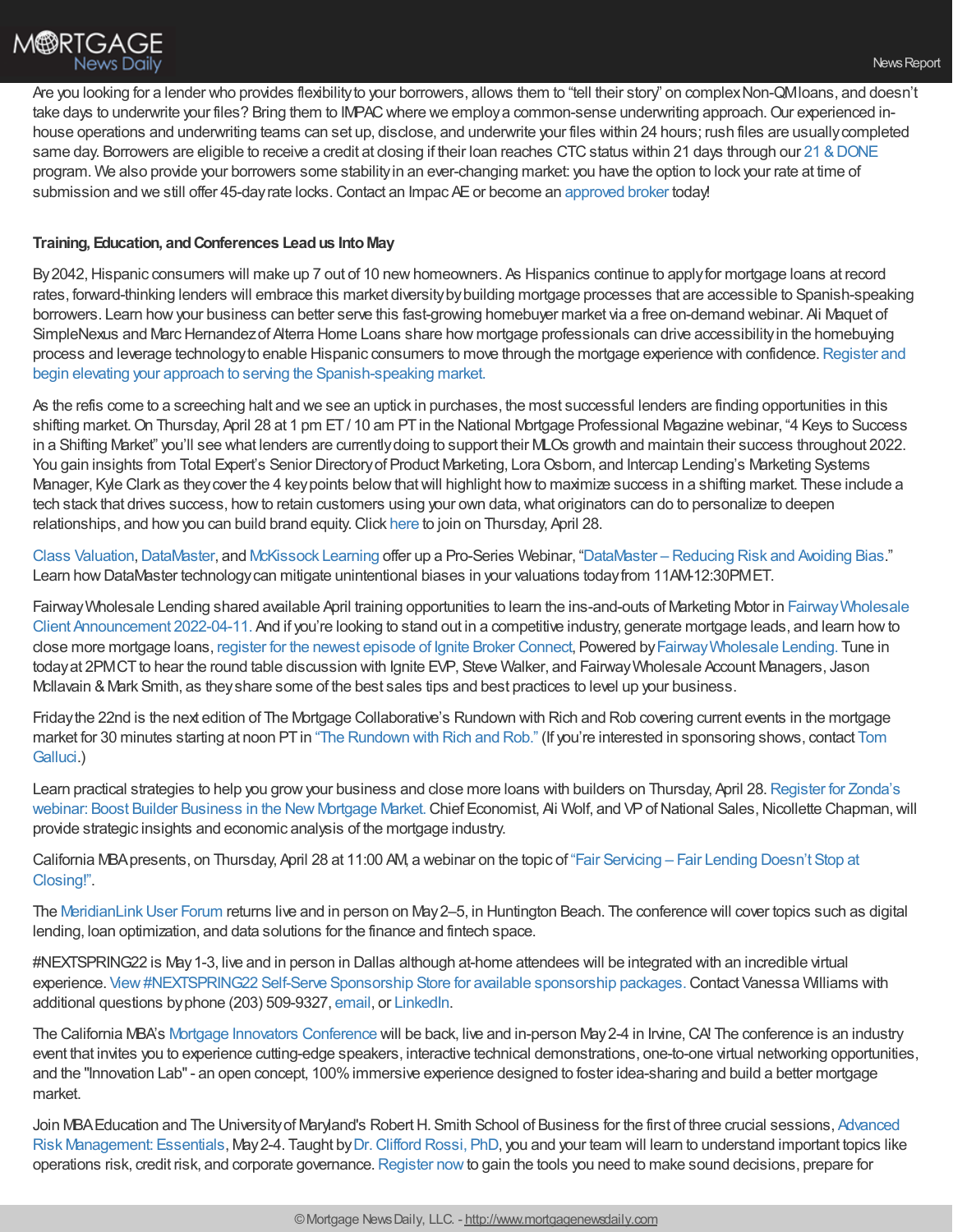Are you looking for a lender who provides flexibility to your borrowers, allows them to "tell their story" on complex Non-QM loans, and doesn't take days to underwrite your files? Bring them to IMPAC where we employ a common-sense underwriting approach. Our experienced in-house operations and underwriting teams can set up, disclose, and underwrite your files within 24 hours; rush files are usually completed same day. Borrowers are eligible to receive a credit at closing if their loan reaches CTC status within 21 days through our 21 & DONE program. We also provide your borrowers some stability in an ever-changing market: you have the option to lock your rate at time of submission and we still offer 45-day rate locks. Contact an Impac AE or become an approved broker today!

**Training, Education, and Conferences Lead us Into May**

By 2042, Hispanic consumers will make up 7 out of 10 new homeowners. As Hispanics continue to apply for mortgage loans at record rates, forward-thinking lenders will embrace this market diversity by building mortgage processes that are accessible to Spanish-speaking borrowers. Learn how your business can better serve this fast-growing homebuyer market via a free on-demand webinar. Ali Maquet of SimpleNexus and Marc Hernandez of Alterra Home Loans share how mortgage professionals can drive accessibility in the homebuying process and leverage technology to enable Hispanic consumers to move through the mortgage experience with confidence. Register and begin elevating your approach to serving the Spanish-speaking market.

As the refis come to a screeching halt and we see an uptick in purchases, the most successful lenders are finding opportunities in this shifting market. On Thursday, April 28 at 1 pm ET / 10 am PT in the National Mortgage Professional Magazine webinar, "4 Keys to Success in a Shifting Market" you'll see what lenders are currently doing to support their MLOs growth and maintain their success throughout 2022. You gain insights from Total Expert's Senior Directory of Product Marketing, Lora Osborn, and Intercap Lending's Marketing Systems Manager, Kyle Clark as they cover the 4 key points below that will highlight how to maximize success in a shifting market. These include a tech stack that drives success, how to retain customers using your own data, what originators can do to personalize to deepen relationships, and how you can build brand equity. Click here to join on Thursday, April 28.

Class Valuation, DataMaster, and McKissock Learning offer up a Pro-Series Webinar, "DataMaster – Reducing Risk and Avoiding Bias." Learn how DataMaster technology can mitigate unintentional biases in your valuations today from 11AM-12:30PM ET.

Fairway Wholesale Lending shared available April training opportunities to learn the ins-and-outs of Marketing Motor in Fairway Wholesale Client Announcement 2022-04-11. And if you're looking to stand out in a competitive industry, generate mortgage leads, and learn how to close more mortgage loans, register for the newest episode of Ignite Broker Connect, Powered by Fairway Wholesale Lending. Tune in today at 2PM CT to hear the round table discussion with Ignite EVP, Steve Walker, and Fairway Wholesale Account Managers, Jason McIlavain & Mark Smith, as they share some of the best sales tips and best practices to level up your business.

Friday the 22nd is the next edition of The Mortgage Collaborative's Rundown with Rich and Rob covering current events in the mortgage market for 30 minutes starting at noon PT in "The Rundown with Rich and Rob." (If you're interested in sponsoring shows, contact Tom Galluci.)

Learn practical strategies to help you grow your business and close more loans with builders on Thursday, April 28. Register for Zonda's webinar: Boost Builder Business in the New Mortgage Market. Chief Economist, Ali Wolf, and VP of National Sales, Nicollette Chapman, will provide strategic insights and economic analysis of the mortgage industry.

California MBA presents, on Thursday, April 28 at 11:00 AM, a webinar on the topic of "Fair Servicing – Fair Lending Doesn't Stop at Closing!".

The MeridianLink User Forum returns live and in person on May 2–5, in Huntington Beach. The conference will cover topics such as digital lending, loan optimization, and data solutions for the finance and fintech space.

#NEXTSPRING22 is May 1-3, live and in person in Dallas although at-home attendees will be integrated with an incredible virtual experience. View #NEXTSPRING22 Self-Serve Sponsorship Store for available sponsorship packages. Contact Vanessa Williams with additional questions by phone (203) 509-9327, email, or LinkedIn.

The California MBA's Mortgage Innovators Conference will be back, live and in-person May 2-4 in Irvine, CA! The conference is an industry event that invites you to experience cutting-edge speakers, interactive technical demonstrations, one-to-one virtual networking opportunities, and the "Innovation Lab" - an open concept, 100% immersive experience designed to foster idea-sharing and build a better mortgage market.

Join MBA Education and The University of Maryland's Robert H. Smith School of Business for the first of three crucial sessions, Advanced Risk Management: Essentials, May 2-4. Taught by Dr. Clifford Rossi, PhD, you and your team will learn to understand important topics like operations risk, credit risk, and corporate governance. Register now to gain the tools you need to make sound decisions, prepare for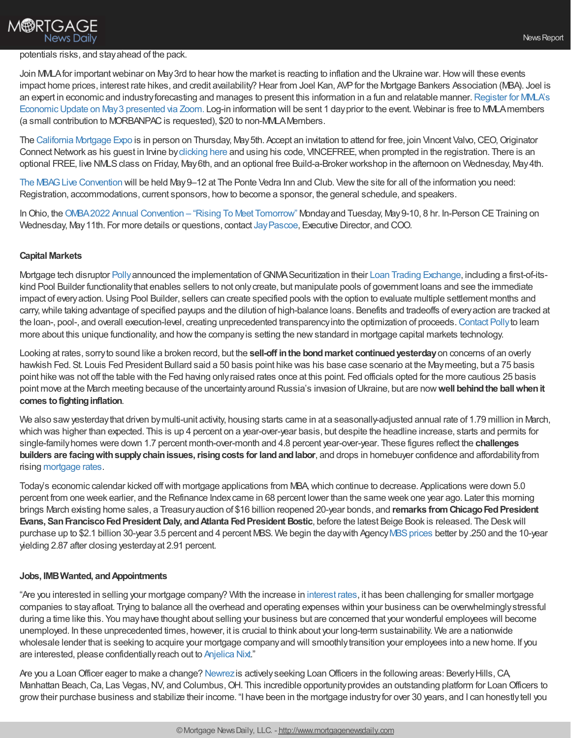potentials risks, and stay ahead of the pack.

Join MMLA for important webinar on May 3rd to hear how the market is reacting to inflation and the Ukraine war. How will these events impact home prices, interest rate hikes, and credit availability? Hear from Joel Kan, AVP for the Mortgage Bankers Association (MBA). Joel is an expert in economic and industry forecasting and manages to present this information in a fun and relatable manner. Register for MMLA's Economic Update on May 3 presented via Zoom. Log-in information will be sent 1 day prior to the event. Webinar is free to MMLA members (a small contribution to MORBANPAC is requested), $20 to non-MMLA Members.

The California Mortgage Expo is in person on Thursday, May 5th. Accept an invitation to attend for free, join Vincent Valvo, CEO, Originator Connect Network as his guest in Irvine by clicking here and using his code, VINCEFREE, when prompted in the registration. There is an optional FREE, live NMLS class on Friday, May 6th, and an optional free Build-a-Broker workshop in the afternoon on Wednesday, May 4th.

The MBAG Live Convention will be held May 9–12 at The Ponte Vedra Inn and Club. View the site for all of the information you need: Registration, accommodations, current sponsors, how to become a sponsor, the general schedule, and speakers.

In Ohio, the OMBA 2022 Annual Convention – "Rising To Meet Tomorrow" Monday and Tuesday, May 9-10, 8 hr. In-Person CE Training on Wednesday, May 11th. For more details or questions, contact Jay Pascoe, Executive Director, and COO.

### Capital Markets

Mortgage tech disruptor Polly announced the implementation of GNMA Securitization in their Loan Trading Exchange, including a first-of-its-kind Pool Builder functionality that enables sellers to not only create, but manipulate pools of government loans and see the immediate impact of every action. Using Pool Builder, sellers can create specified pools with the option to evaluate multiple settlement months and carry, while taking advantage of specified payups and the dilution of high-balance loans. Benefits and tradeoffs of every action are tracked at the loan-, pool-, and overall execution-level, creating unprecedented transparency into the optimization of proceeds. Contact Polly to learn more about this unique functionality, and how the company is setting the new standard in mortgage capital markets technology.

Looking at rates, sorry to sound like a broken record, but the **sell-off in the bond market continued yesterday** on concerns of an overly hawkish Fed. St. Louis Fed President Bullard said a 50 basis point hike was his base case scenario at the May meeting, but a 75 basis point hike was not off the table with the Fed having only raised rates once at this point. Fed officials opted for the more cautious 25 basis point move at the March meeting because of the uncertainty around Russia's invasion of Ukraine, but are now **well behind the ball when it comes to fighting inflation**.

We also saw yesterday that driven by multi-unit activity, housing starts came in at a seasonally-adjusted annual rate of 1.79 million in March, which was higher than expected. This is up 4 percent on a year-over-year basis, but despite the headline increase, starts and permits for single-family homes were down 1.7 percent month-over-month and 4.8 percent year-over-year. These figures reflect the **challenges builders are facing with supply chain issues, rising costs for land and labor**, and drops in homebuyer confidence and affordability from rising mortgage rates.

Today's economic calendar kicked off with mortgage applications from MBA, which continue to decrease. Applications were down 5.0 percent from one week earlier, and the Refinance Index came in 68 percent lower than the same week one year ago. Later this morning brings March existing home sales, a Treasury auction of $16 billion reopened 20-year bonds, and **remarks from Chicago Fed President Evans, San Francisco Fed President Daly, and Atlanta Fed President Bostic**, before the latest Beige Book is released. The Desk will purchase up to $2.1 billion 30-year 3.5 percent and 4 percent MBS. We begin the day with Agency MBS prices better by .250 and the 10-year yielding 2.87 after closing yesterday at 2.91 percent.

### Jobs, IMB Wanted, and Appointments

"Are you interested in selling your mortgage company? With the increase in interest rates, it has been challenging for smaller mortgage companies to stay afloat. Trying to balance all the overhead and operating expenses within your business can be overwhelmingly stressful during a time like this. You may have thought about selling your business but are concerned that your wonderful employees will become unemployed. In these unprecedented times, however, it is crucial to think about your long-term sustainability. We are a nationwide wholesale lender that is seeking to acquire your mortgage company and will smoothly transition your employees into a new home. If you are interested, please confidentially reach out to Anjelica Nixt."

Are you a Loan Officer eager to make a change? Newrez is actively seeking Loan Officers in the following areas: Beverly Hills, CA, Manhattan Beach, Ca, Las Vegas, NV, and Columbus, OH. This incredible opportunity provides an outstanding platform for Loan Officers to grow their purchase business and stabilize their income. "I have been in the mortgage industry for over 30 years, and I can honestly tell you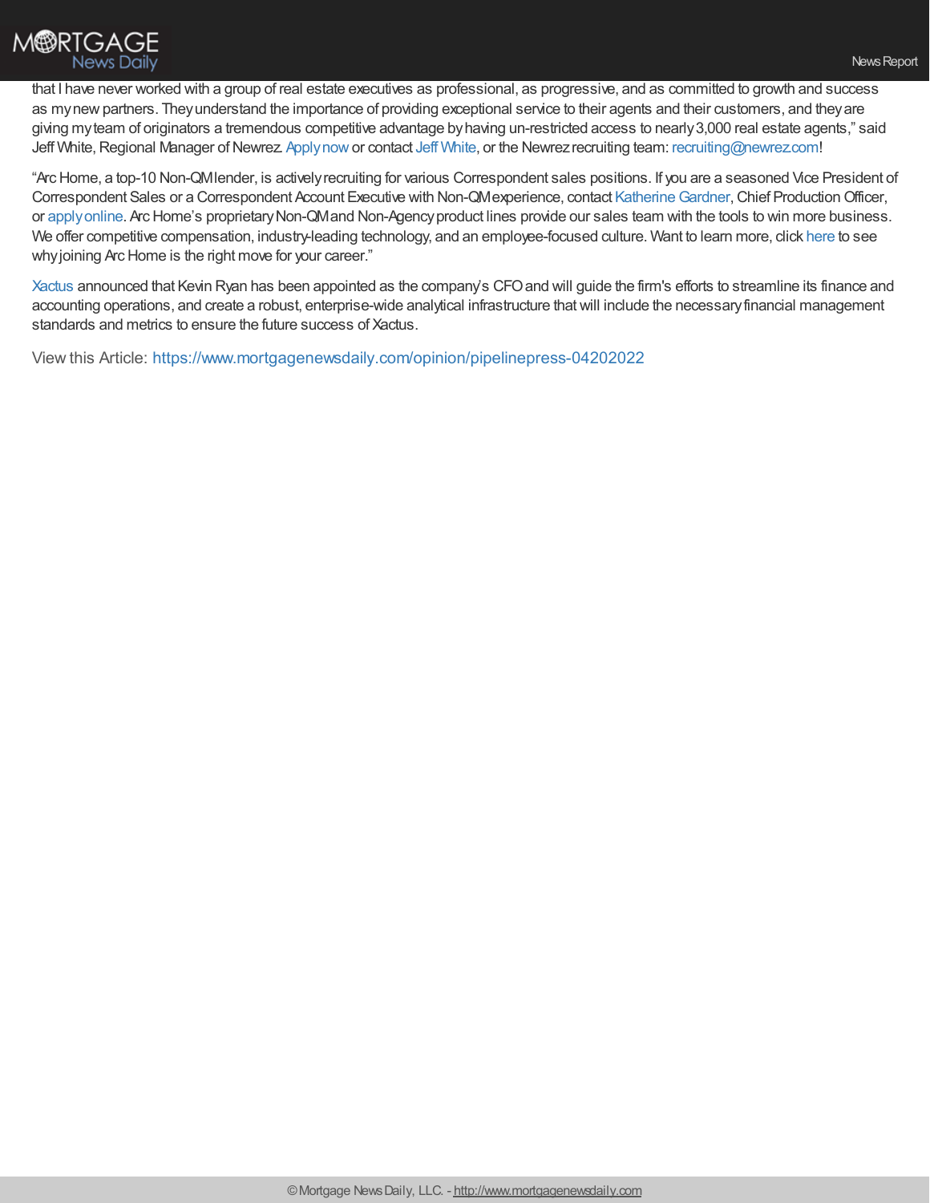that I have never worked with a group of real estate executives as professional, as progressive, and as committed to growth and success as my new partners. They understand the importance of providing exceptional service to their agents and their customers, and they are giving my team of originators a tremendous competitive advantage by having un-restricted access to nearly 3,000 real estate agents," said Jeff White, Regional Manager of Newrez. Apply now or contact Jeff White, or the Newrez recruiting team: recruiting@newrez.com!

"Arc Home, a top-10 Non-QM lender, is actively recruiting for various Correspondent sales positions. If you are a seasoned Vice President of Correspondent Sales or a Correspondent Account Executive with Non-QM experience, contact Katherine Gardner, Chief Production Officer, or apply online. Arc Home's proprietary Non-QM and Non-Agency product lines provide our sales team with the tools to win more business. We offer competitive compensation, industry-leading technology, and an employee-focused culture. Want to learn more, click here to see why joining Arc Home is the right move for your career."

Xactus announced that Kevin Ryan has been appointed as the company's CFO and will guide the firm's efforts to streamline its finance and accounting operations, and create a robust, enterprise-wide analytical infrastructure that will include the necessary financial management standards and metrics to ensure the future success of Xactus.

View this Article: https://www.mortgagenewsdaily.com/opinion/pipelinepress-04202022